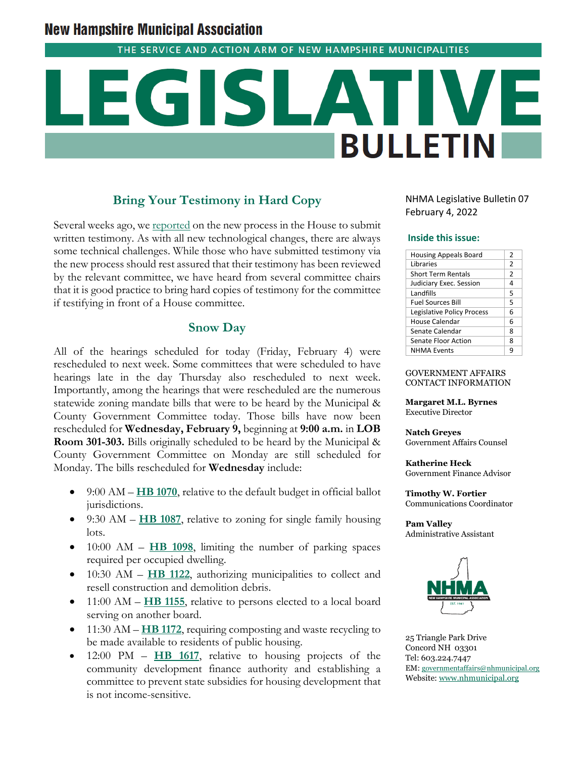# New Hampshire Municipal Association

THE SERVICE AND ACTION ARM OF NEW HAMPSHIRE MUNICIPALITIES

# LEGISLATIVE BULLETIN

NHMA Legislative Bulletin 07
February 4, 2022

**Inside this issue:**

| Housing Appeals Board | 2 |
|---|---|
| Libraries | 2 |
| Short Term Rentals | 2 |
| Judiciary Exec. Session | 4 |
| Landfills | 5 |
| Fuel Sources Bill | 5 |
| Legislative Policy Process | 6 |
| House Calendar | 6 |
| Senate Calendar | 8 |
| Senate Floor Action | 8 |
| NHMA Events | 9 |

GOVERNMENT AFFAIRS CONTACT INFORMATION

**Margaret M.L. Byrnes**
Executive Director

**Natch Greyes**
Government Affairs Counsel

**Katherine Heck**
Government Finance Advisor

**Timothy W. Fortier**
Communications Coordinator

**Pam Valley**
Administrative Assistant

25 Triangle Park Drive
Concord NH 03301
Tel: 603.224.7447
EM: governmentaffairs@nhmunicipal.org
Website: www.nhmunicipal.org

## Bring Your Testimony in Hard Copy

Several weeks ago, we reported on the new process in the House to submit written testimony. As with all new technological changes, there are always some technical challenges. While those who have submitted testimony via the new process should rest assured that their testimony has been reviewed by the relevant committee, we have heard from several committee chairs that it is good practice to bring hard copies of testimony for the committee if testifying in front of a House committee.

## Snow Day

All of the hearings scheduled for today (Friday, February 4) were rescheduled to next week. Some committees that were scheduled to have hearings late in the day Thursday also rescheduled to next week. Importantly, among the hearings that were rescheduled are the numerous statewide zoning mandate bills that were to be heard by the Municipal & County Government Committee today. Those bills have now been rescheduled for **Wednesday, February 9,** beginning at **9:00 a.m.** in **LOB Room 301-303.** Bills originally scheduled to be heard by the Municipal & County Government Committee on Monday are still scheduled for Monday. The bills rescheduled for **Wednesday** include:

- 9:00 AM – **HB 1070**, relative to the default budget in official ballot jurisdictions.
- 9:30 AM – **HB 1087**, relative to zoning for single family housing lots.
- 10:00 AM – **HB 1098**, limiting the number of parking spaces required per occupied dwelling.
- 10:30 AM – **HB 1122**, authorizing municipalities to collect and resell construction and demolition debris.
- 11:00 AM – **HB 1155**, relative to persons elected to a local board serving on another board.
- 11:30 AM – **HB 1172**, requiring composting and waste recycling to be made available to residents of public housing.
- 12:00 PM – **HB 1617**, relative to housing projects of the community development finance authority and establishing a committee to prevent state subsidies for housing development that is not income-sensitive.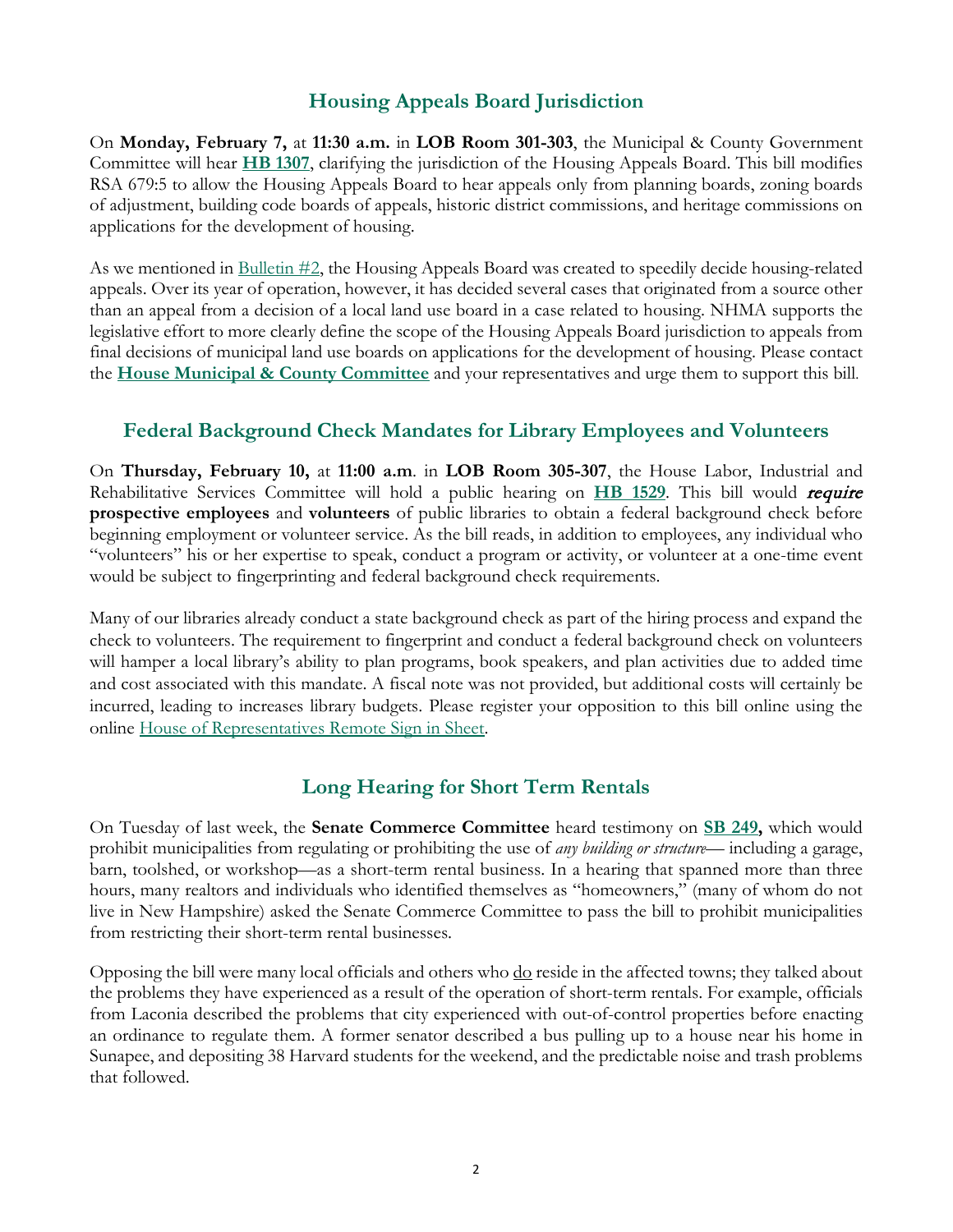## Housing Appeals Board Jurisdiction

On **Monday, February 7,** at **11:30 a.m.** in **LOB Room 301-303**, the Municipal & County Government Committee will hear **HB 1307**, clarifying the jurisdiction of the Housing Appeals Board. This bill modifies RSA 679:5 to allow the Housing Appeals Board to hear appeals only from planning boards, zoning boards of adjustment, building code boards of appeals, historic district commissions, and heritage commissions on applications for the development of housing.

As we mentioned in Bulletin #2, the Housing Appeals Board was created to speedily decide housing-related appeals. Over its year of operation, however, it has decided several cases that originated from a source other than an appeal from a decision of a local land use board in a case related to housing. NHMA supports the legislative effort to more clearly define the scope of the Housing Appeals Board jurisdiction to appeals from final decisions of municipal land use boards on applications for the development of housing. Please contact the **House Municipal & County Committee** and your representatives and urge them to support this bill.

## Federal Background Check Mandates for Library Employees and Volunteers

On **Thursday, February 10,** at **11:00 a.m**. in **LOB Room 305-307**, the House Labor, Industrial and Rehabilitative Services Committee will hold a public hearing on **HB 1529**. This bill would ***require*** **prospective employees** and **volunteers** of public libraries to obtain a federal background check before beginning employment or volunteer service. As the bill reads, in addition to employees, any individual who "volunteers" his or her expertise to speak, conduct a program or activity, or volunteer at a one-time event would be subject to fingerprinting and federal background check requirements.

Many of our libraries already conduct a state background check as part of the hiring process and expand the check to volunteers. The requirement to fingerprint and conduct a federal background check on volunteers will hamper a local library's ability to plan programs, book speakers, and plan activities due to added time and cost associated with this mandate. A fiscal note was not provided, but additional costs will certainly be incurred, leading to increases library budgets. Please register your opposition to this bill online using the online House of Representatives Remote Sign in Sheet.

## Long Hearing for Short Term Rentals

On Tuesday of last week, the **Senate Commerce Committee** heard testimony on **SB 249,** which would prohibit municipalities from regulating or prohibiting the use of *any building or structure*— including a garage, barn, toolshed, or workshop—as a short-term rental business. In a hearing that spanned more than three hours, many realtors and individuals who identified themselves as "homeowners," (many of whom do not live in New Hampshire) asked the Senate Commerce Committee to pass the bill to prohibit municipalities from restricting their short-term rental businesses.

Opposing the bill were many local officials and others who do reside in the affected towns; they talked about the problems they have experienced as a result of the operation of short-term rentals. For example, officials from Laconia described the problems that city experienced with out-of-control properties before enacting an ordinance to regulate them. A former senator described a bus pulling up to a house near his home in Sunapee, and depositing 38 Harvard students for the weekend, and the predictable noise and trash problems that followed.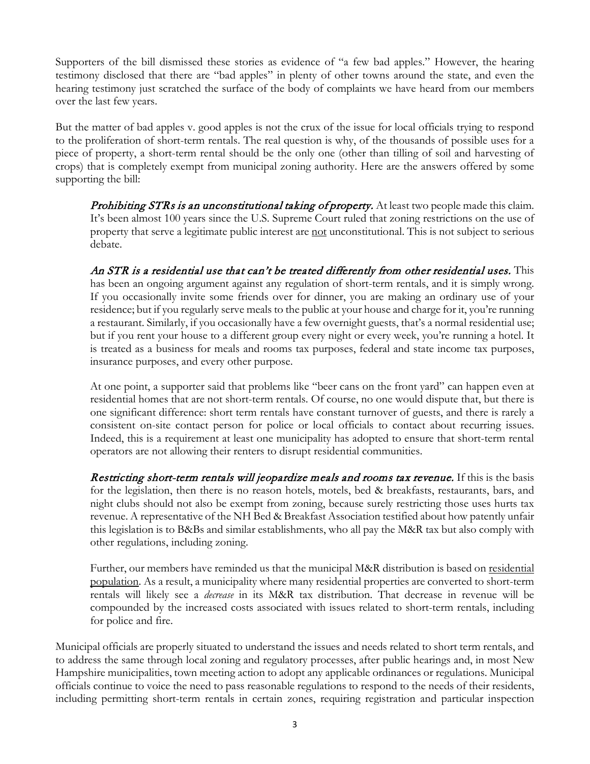Supporters of the bill dismissed these stories as evidence of "a few bad apples." However, the hearing testimony disclosed that there are "bad apples" in plenty of other towns around the state, and even the hearing testimony just scratched the surface of the body of complaints we have heard from our members over the last few years.

But the matter of bad apples v. good apples is not the crux of the issue for local officials trying to respond to the proliferation of short-term rentals. The real question is why, of the thousands of possible uses for a piece of property, a short-term rental should be the only one (other than tilling of soil and harvesting of crops) that is completely exempt from municipal zoning authority. Here are the answers offered by some supporting the bill:

> ***Prohibiting STRs is an unconstitutional taking of property.*** At least two people made this claim. It's been almost 100 years since the U.S. Supreme Court ruled that zoning restrictions on the use of property that serve a legitimate public interest are not unconstitutional. This is not subject to serious debate.
>
> ***An STR is a residential use that can't be treated differently from other residential uses.*** This has been an ongoing argument against any regulation of short-term rentals, and it is simply wrong. If you occasionally invite some friends over for dinner, you are making an ordinary use of your residence; but if you regularly serve meals to the public at your house and charge for it, you're running a restaurant. Similarly, if you occasionally have a few overnight guests, that's a normal residential use; but if you rent your house to a different group every night or every week, you're running a hotel. It is treated as a business for meals and rooms tax purposes, federal and state income tax purposes, insurance purposes, and every other purpose.
>
> At one point, a supporter said that problems like "beer cans on the front yard" can happen even at residential homes that are not short-term rentals. Of course, no one would dispute that, but there is one significant difference: short term rentals have constant turnover of guests, and there is rarely a consistent on-site contact person for police or local officials to contact about recurring issues. Indeed, this is a requirement at least one municipality has adopted to ensure that short-term rental operators are not allowing their renters to disrupt residential communities.
>
> ***Restricting short-term rentals will jeopardize meals and rooms tax revenue.*** If this is the basis for the legislation, then there is no reason hotels, motels, bed & breakfasts, restaurants, bars, and night clubs should not also be exempt from zoning, because surely restricting those uses hurts tax revenue. A representative of the NH Bed & Breakfast Association testified about how patently unfair this legislation is to B&Bs and similar establishments, who all pay the M&R tax but also comply with other regulations, including zoning.
>
> Further, our members have reminded us that the municipal M&R distribution is based on residential population. As a result, a municipality where many residential properties are converted to short-term rentals will likely see a *decrease* in its M&R tax distribution. That decrease in revenue will be compounded by the increased costs associated with issues related to short-term rentals, including for police and fire.

Municipal officials are properly situated to understand the issues and needs related to short term rentals, and to address the same through local zoning and regulatory processes, after public hearings and, in most New Hampshire municipalities, town meeting action to adopt any applicable ordinances or regulations. Municipal officials continue to voice the need to pass reasonable regulations to respond to the needs of their residents, including permitting short-term rentals in certain zones, requiring registration and particular inspection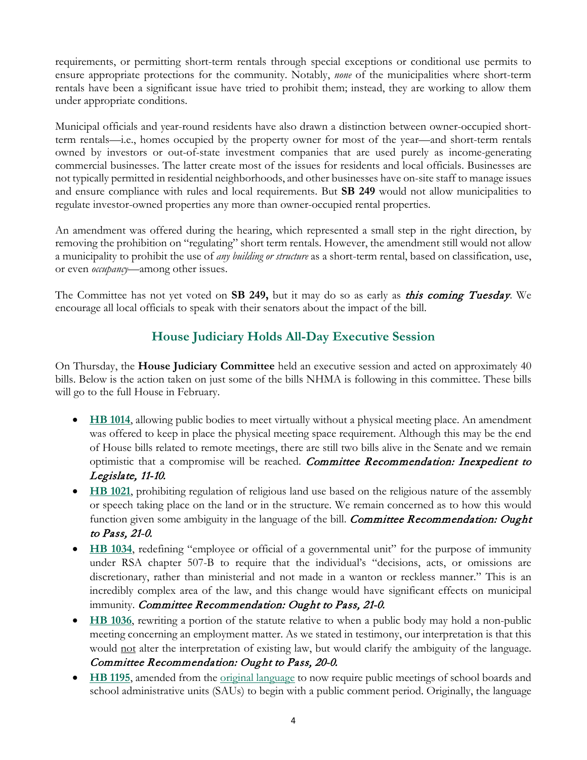requirements, or permitting short-term rentals through special exceptions or conditional use permits to ensure appropriate protections for the community. Notably, *none* of the municipalities where short-term rentals have been a significant issue have tried to prohibit them; instead, they are working to allow them under appropriate conditions.

Municipal officials and year-round residents have also drawn a distinction between owner-occupied short-term rentals—i.e., homes occupied by the property owner for most of the year—and short-term rentals owned by investors or out-of-state investment companies that are used purely as income-generating commercial businesses. The latter create most of the issues for residents and local officials. Businesses are not typically permitted in residential neighborhoods, and other businesses have on-site staff to manage issues and ensure compliance with rules and local requirements. But **SB 249** would not allow municipalities to regulate investor-owned properties any more than owner-occupied rental properties.

An amendment was offered during the hearing, which represented a small step in the right direction, by removing the prohibition on "regulating" short term rentals. However, the amendment still would not allow a municipality to prohibit the use of *any building or structure* as a short-term rental, based on classification, use, or even *occupancy*—among other issues.

The Committee has not yet voted on **SB 249,** but it may do so as early as ***this coming Tuesday***. We encourage all local officials to speak with their senators about the impact of the bill.

## House Judiciary Holds All-Day Executive Session

On Thursday, the **House Judiciary Committee** held an executive session and acted on approximately 40 bills. Below is the action taken on just some of the bills NHMA is following in this committee. These bills will go to the full House in February.

- **HB 1014**, allowing public bodies to meet virtually without a physical meeting place. An amendment was offered to keep in place the physical meeting space requirement. Although this may be the end of House bills related to remote meetings, there are still two bills alive in the Senate and we remain optimistic that a compromise will be reached. *Committee Recommendation: Inexpedient to Legislate, 11-10.*
- **HB 1021**, prohibiting regulation of religious land use based on the religious nature of the assembly or speech taking place on the land or in the structure. We remain concerned as to how this would function given some ambiguity in the language of the bill. *Committee Recommendation: Ought to Pass, 21-0.*
- **HB 1034**, redefining "employee or official of a governmental unit" for the purpose of immunity under RSA chapter 507-B to require that the individual's "decisions, acts, or omissions are discretionary, rather than ministerial and not made in a wanton or reckless manner." This is an incredibly complex area of the law, and this change would have significant effects on municipal immunity. *Committee Recommendation: Ought to Pass, 21-0.*
- **HB 1036**, rewriting a portion of the statute relative to when a public body may hold a non-public meeting concerning an employment matter. As we stated in testimony, our interpretation is that this would not alter the interpretation of existing law, but would clarify the ambiguity of the language. *Committee Recommendation: Ought to Pass, 20-0.*
- **HB 1195**, amended from the original language to now require public meetings of school boards and school administrative units (SAUs) to begin with a public comment period. Originally, the language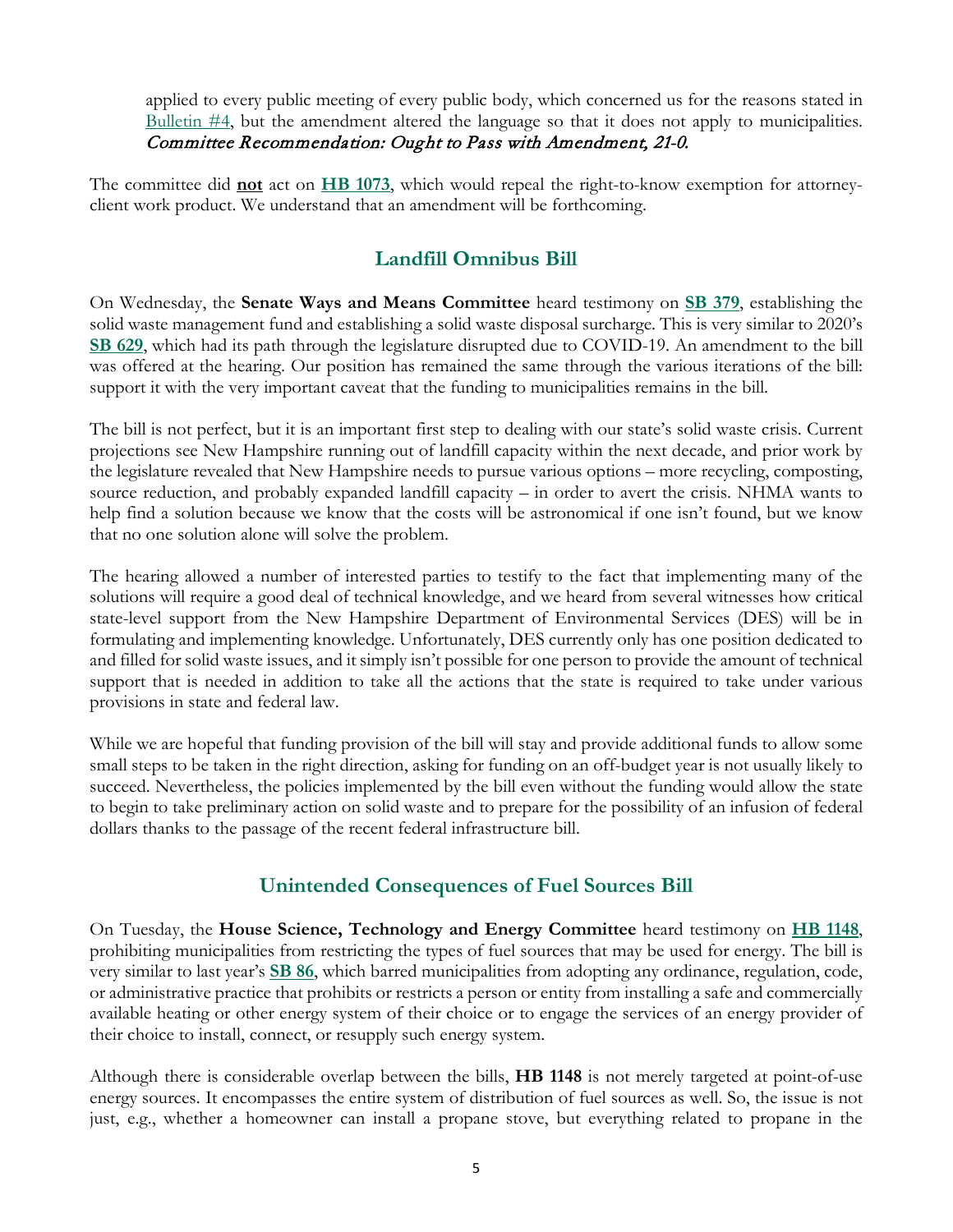applied to every public meeting of every public body, which concerned us for the reasons stated in Bulletin #4, but the amendment altered the language so that it does not apply to municipalities. *Committee Recommendation: Ought to Pass with Amendment, 21-0.*

The committee did **not** act on **HB 1073**, which would repeal the right-to-know exemption for attorney-client work product. We understand that an amendment will be forthcoming.

## Landfill Omnibus Bill

On Wednesday, the **Senate Ways and Means Committee** heard testimony on **SB 379**, establishing the solid waste management fund and establishing a solid waste disposal surcharge. This is very similar to 2020's **SB 629**, which had its path through the legislature disrupted due to COVID-19. An amendment to the bill was offered at the hearing. Our position has remained the same through the various iterations of the bill: support it with the very important caveat that the funding to municipalities remains in the bill.

The bill is not perfect, but it is an important first step to dealing with our state's solid waste crisis. Current projections see New Hampshire running out of landfill capacity within the next decade, and prior work by the legislature revealed that New Hampshire needs to pursue various options – more recycling, composting, source reduction, and probably expanded landfill capacity – in order to avert the crisis. NHMA wants to help find a solution because we know that the costs will be astronomical if one isn't found, but we know that no one solution alone will solve the problem.

The hearing allowed a number of interested parties to testify to the fact that implementing many of the solutions will require a good deal of technical knowledge, and we heard from several witnesses how critical state-level support from the New Hampshire Department of Environmental Services (DES) will be in formulating and implementing knowledge. Unfortunately, DES currently only has one position dedicated to and filled for solid waste issues, and it simply isn't possible for one person to provide the amount of technical support that is needed in addition to take all the actions that the state is required to take under various provisions in state and federal law.

While we are hopeful that funding provision of the bill will stay and provide additional funds to allow some small steps to be taken in the right direction, asking for funding on an off-budget year is not usually likely to succeed. Nevertheless, the policies implemented by the bill even without the funding would allow the state to begin to take preliminary action on solid waste and to prepare for the possibility of an infusion of federal dollars thanks to the passage of the recent federal infrastructure bill.

## Unintended Consequences of Fuel Sources Bill

On Tuesday, the **House Science, Technology and Energy Committee** heard testimony on **HB 1148**, prohibiting municipalities from restricting the types of fuel sources that may be used for energy. The bill is very similar to last year's **SB 86**, which barred municipalities from adopting any ordinance, regulation, code, or administrative practice that prohibits or restricts a person or entity from installing a safe and commercially available heating or other energy system of their choice or to engage the services of an energy provider of their choice to install, connect, or resupply such energy system.

Although there is considerable overlap between the bills, **HB 1148** is not merely targeted at point-of-use energy sources. It encompasses the entire system of distribution of fuel sources as well. So, the issue is not just, e.g., whether a homeowner can install a propane stove, but everything related to propane in the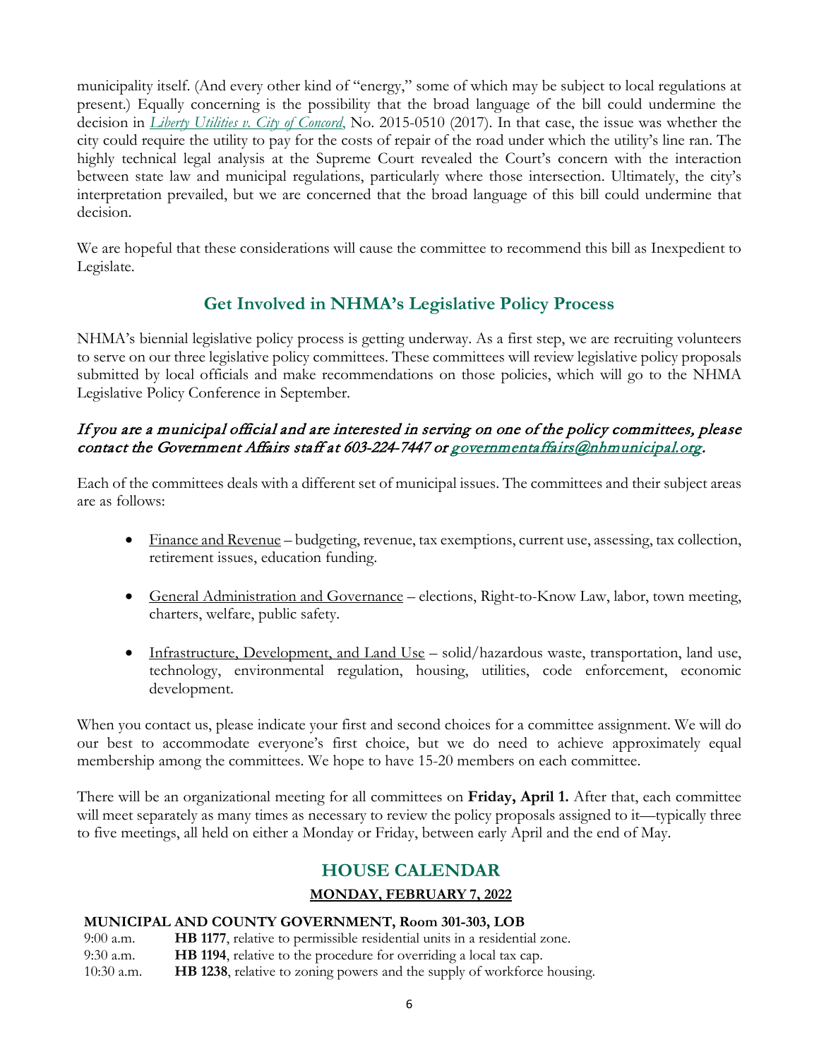municipality itself. (And every other kind of "energy," some of which may be subject to local regulations at present.) Equally concerning is the possibility that the broad language of the bill could undermine the decision in *Liberty Utilities v. City of Concord*, No. 2015-0510 (2017). In that case, the issue was whether the city could require the utility to pay for the costs of repair of the road under which the utility's line ran. The highly technical legal analysis at the Supreme Court revealed the Court's concern with the interaction between state law and municipal regulations, particularly where those intersection. Ultimately, the city's interpretation prevailed, but we are concerned that the broad language of this bill could undermine that decision.

We are hopeful that these considerations will cause the committee to recommend this bill as Inexpedient to Legislate.

## Get Involved in NHMA's Legislative Policy Process

NHMA's biennial legislative policy process is getting underway. As a first step, we are recruiting volunteers to serve on our three legislative policy committees. These committees will review legislative policy proposals submitted by local officials and make recommendations on those policies, which will go to the NHMA Legislative Policy Conference in September.

***If you are a municipal official and are interested in serving on one of the policy committees, please contact the Government Affairs staff at 603-224-7447 or governmentaffairs@nhmunicipal.org.***

Each of the committees deals with a different set of municipal issues. The committees and their subject areas are as follows:

- Finance and Revenue – budgeting, revenue, tax exemptions, current use, assessing, tax collection, retirement issues, education funding.
- General Administration and Governance – elections, Right-to-Know Law, labor, town meeting, charters, welfare, public safety.
- Infrastructure, Development, and Land Use – solid/hazardous waste, transportation, land use, technology, environmental regulation, housing, utilities, code enforcement, economic development.

When you contact us, please indicate your first and second choices for a committee assignment. We will do our best to accommodate everyone's first choice, but we do need to achieve approximately equal membership among the committees. We hope to have 15-20 members on each committee.

There will be an organizational meeting for all committees on **Friday, April 1.** After that, each committee will meet separately as many times as necessary to review the policy proposals assigned to it—typically three to five meetings, all held on either a Monday or Friday, between early April and the end of May.

## HOUSE CALENDAR

### MONDAY, FEBRUARY 7, 2022

**MUNICIPAL AND COUNTY GOVERNMENT, Room 301-303, LOB**

9:00 a.m. **HB 1177**, relative to permissible residential units in a residential zone.
9:30 a.m. **HB 1194**, relative to the procedure for overriding a local tax cap.
10:30 a.m. **HB 1238**, relative to zoning powers and the supply of workforce housing.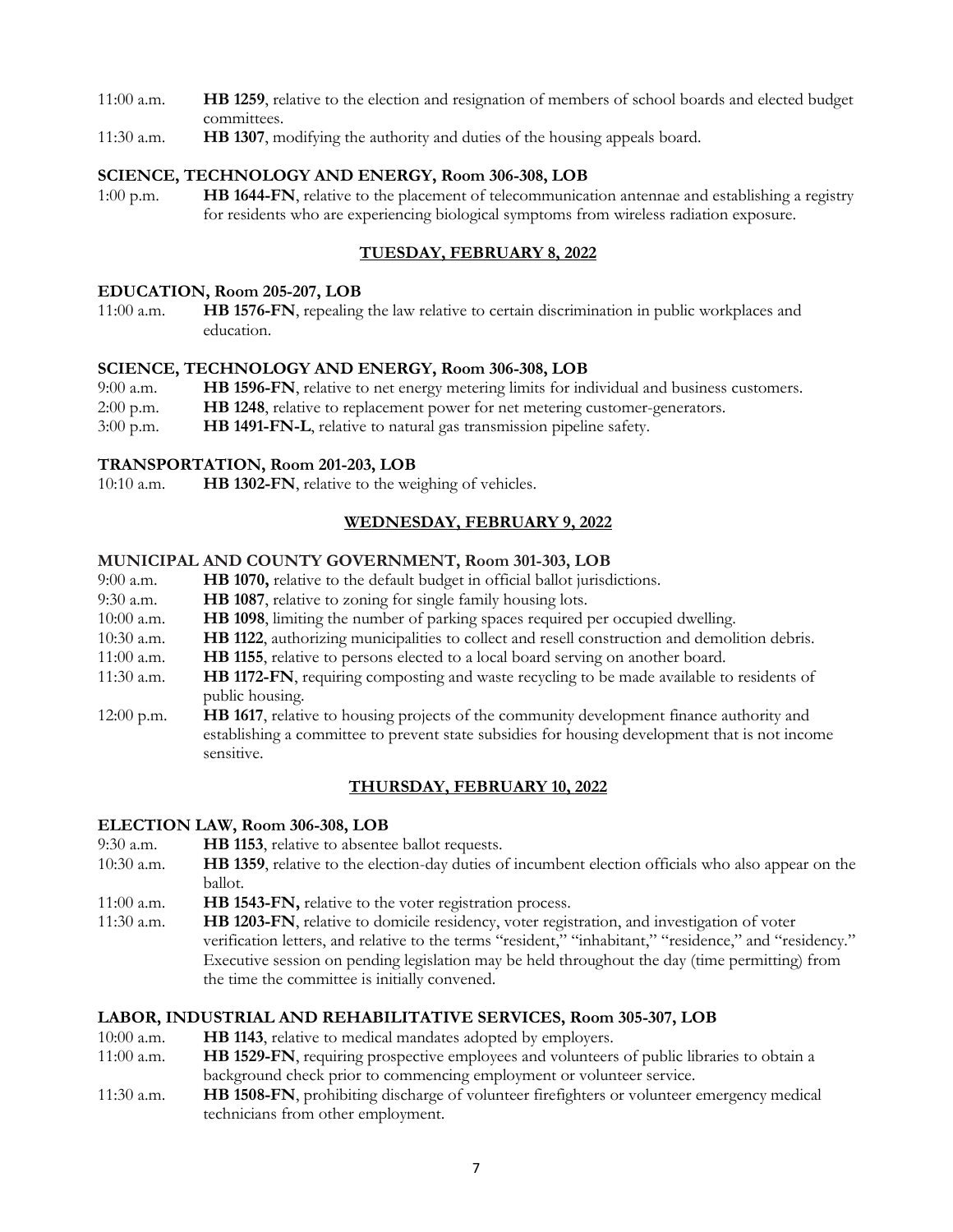11:00 a.m. **HB 1259**, relative to the election and resignation of members of school boards and elected budget committees.

11:30 a.m. **HB 1307**, modifying the authority and duties of the housing appeals board.

**SCIENCE, TECHNOLOGY AND ENERGY, Room 306-308, LOB**

1:00 p.m. **HB 1644-FN**, relative to the placement of telecommunication antennae and establishing a registry for residents who are experiencing biological symptoms from wireless radiation exposure.

## TUESDAY, FEBRUARY 8, 2022

**EDUCATION, Room 205-207, LOB**

11:00 a.m. **HB 1576-FN**, repealing the law relative to certain discrimination in public workplaces and education.

**SCIENCE, TECHNOLOGY AND ENERGY, Room 306-308, LOB**

9:00 a.m. **HB 1596-FN**, relative to net energy metering limits for individual and business customers.

2:00 p.m. **HB 1248**, relative to replacement power for net metering customer-generators.

3:00 p.m. **HB 1491-FN-L**, relative to natural gas transmission pipeline safety.

**TRANSPORTATION, Room 201-203, LOB**

10:10 a.m. **HB 1302-FN**, relative to the weighing of vehicles.

## WEDNESDAY, FEBRUARY 9, 2022

**MUNICIPAL AND COUNTY GOVERNMENT, Room 301-303, LOB**

9:00 a.m. **HB 1070,** relative to the default budget in official ballot jurisdictions.

9:30 a.m. **HB 1087**, relative to zoning for single family housing lots.

10:00 a.m. **HB 1098**, limiting the number of parking spaces required per occupied dwelling.

10:30 a.m. **HB 1122**, authorizing municipalities to collect and resell construction and demolition debris.

11:00 a.m. **HB 1155**, relative to persons elected to a local board serving on another board.

11:30 a.m. **HB 1172-FN**, requiring composting and waste recycling to be made available to residents of public housing.

12:00 p.m. **HB 1617**, relative to housing projects of the community development finance authority and establishing a committee to prevent state subsidies for housing development that is not income sensitive.

## THURSDAY, FEBRUARY 10, 2022

**ELECTION LAW, Room 306-308, LOB**

9:30 a.m. **HB 1153**, relative to absentee ballot requests.

10:30 a.m. **HB 1359**, relative to the election-day duties of incumbent election officials who also appear on the ballot.

11:00 a.m. **HB 1543-FN,** relative to the voter registration process.

11:30 a.m. **HB 1203-FN**, relative to domicile residency, voter registration, and investigation of voter verification letters, and relative to the terms "resident," "inhabitant," "residence," and "residency." Executive session on pending legislation may be held throughout the day (time permitting) from the time the committee is initially convened.

**LABOR, INDUSTRIAL AND REHABILITATIVE SERVICES, Room 305-307, LOB**

10:00 a.m. **HB 1143**, relative to medical mandates adopted by employers.

11:00 a.m. **HB 1529-FN**, requiring prospective employees and volunteers of public libraries to obtain a background check prior to commencing employment or volunteer service.

11:30 a.m. **HB 1508-FN**, prohibiting discharge of volunteer firefighters or volunteer emergency medical technicians from other employment.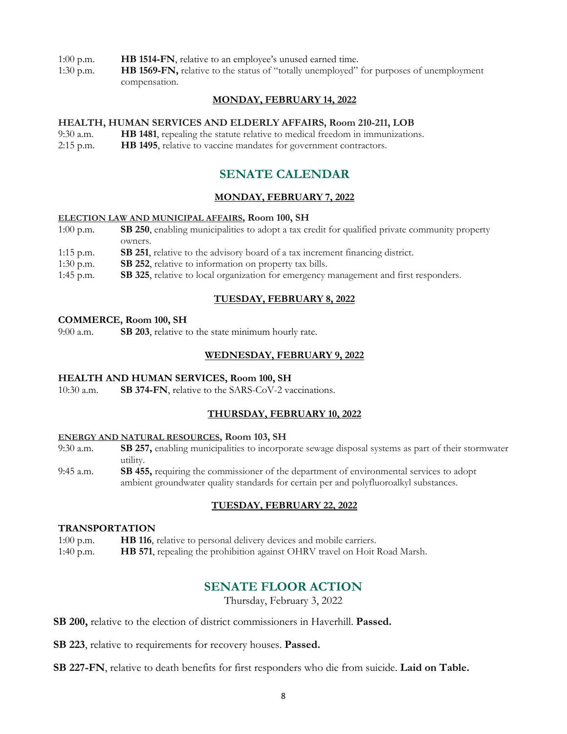1:00 p.m. **HB 1514-FN**, relative to an employee's unused earned time.

1:30 p.m. **HB 1569-FN,** relative to the status of "totally unemployed" for purposes of unemployment compensation.

**MONDAY, FEBRUARY 14, 2022**

**HEALTH, HUMAN SERVICES AND ELDERLY AFFAIRS, Room 210-211, LOB**

9:30 a.m. **HB 1481**, repealing the statute relative to medical freedom in immunizations.

2:15 p.m. **HB 1495**, relative to vaccine mandates for government contractors.

# SENATE CALENDAR

**MONDAY, FEBRUARY 7, 2022**

**ELECTION LAW AND MUNICIPAL AFFAIRS, Room 100, SH**

1:00 p.m. **SB 250**, enabling municipalities to adopt a tax credit for qualified private community property owners.

1:15 p.m. **SB 251**, relative to the advisory board of a tax increment financing district.

1:30 p.m. **SB 252**, relative to information on property tax bills.

1:45 p.m. **SB 325**, relative to local organization for emergency management and first responders.

**TUESDAY, FEBRUARY 8, 2022**

**COMMERCE, Room 100, SH**

9:00 a.m. **SB 203**, relative to the state minimum hourly rate.

**WEDNESDAY, FEBRUARY 9, 2022**

**HEALTH AND HUMAN SERVICES, Room 100, SH**

10:30 a.m. **SB 374-FN**, relative to the SARS-CoV-2 vaccinations.

**THURSDAY, FEBRUARY 10, 2022**

**ENERGY AND NATURAL RESOURCES, Room 103, SH**

9:30 a.m. **SB 257,** enabling municipalities to incorporate sewage disposal systems as part of their stormwater utility.

9:45 a.m. **SB 455,** requiring the commissioner of the department of environmental services to adopt ambient groundwater quality standards for certain per and polyfluoroalkyl substances.

**TUESDAY, FEBRUARY 22, 2022**

**TRANSPORTATION**

1:00 p.m. **HB 116**, relative to personal delivery devices and mobile carriers.

1:40 p.m. **HB 571**, repealing the prohibition against OHRV travel on Hoit Road Marsh.

# SENATE FLOOR ACTION

Thursday, February 3, 2022

**SB 200,** relative to the election of district commissioners in Haverhill. **Passed.**

**SB 223**, relative to requirements for recovery houses. **Passed.**

**SB 227-FN**, relative to death benefits for first responders who die from suicide. **Laid on Table.**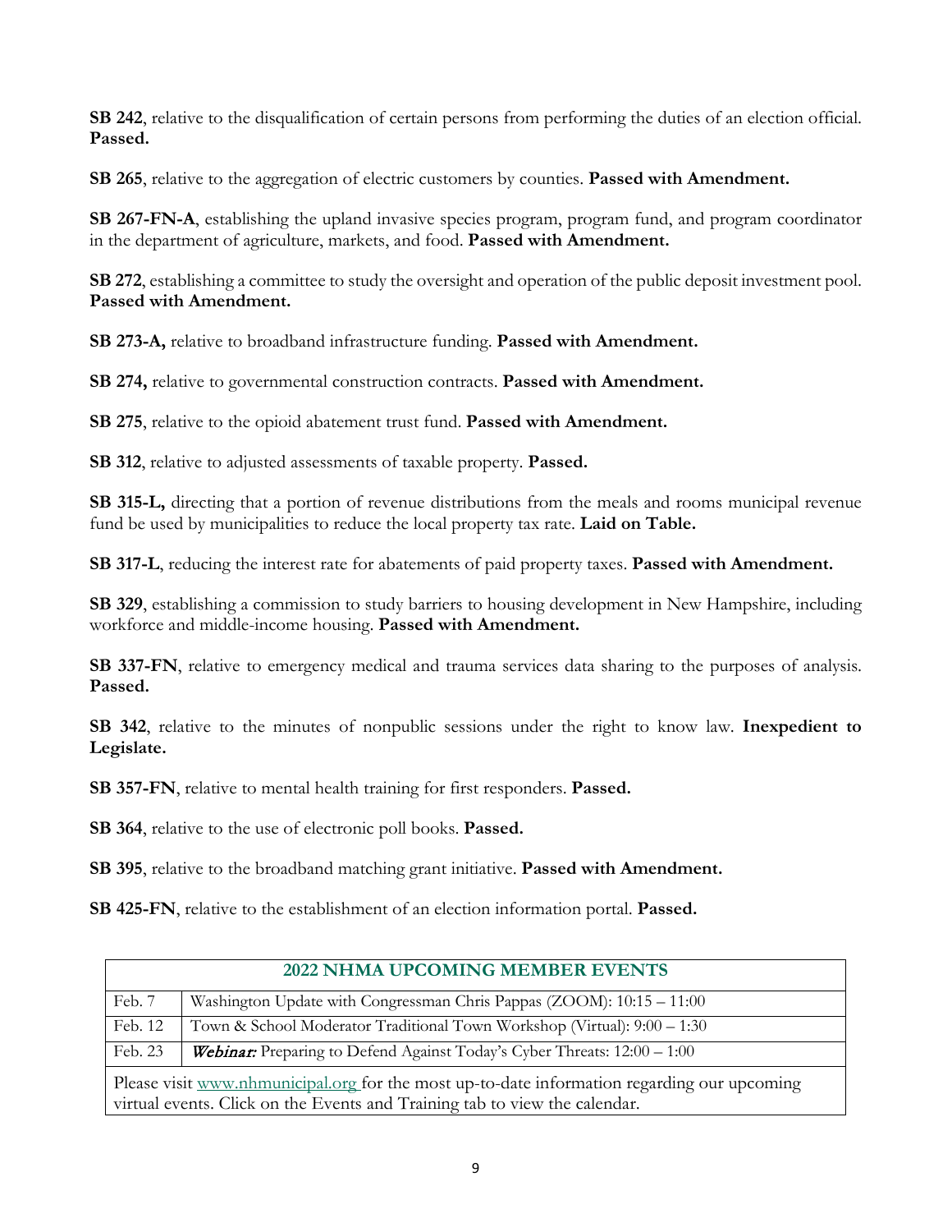**SB 242**, relative to the disqualification of certain persons from performing the duties of an election official. **Passed.**

**SB 265**, relative to the aggregation of electric customers by counties. **Passed with Amendment.**

**SB 267-FN-A**, establishing the upland invasive species program, program fund, and program coordinator in the department of agriculture, markets, and food. **Passed with Amendment.**

**SB 272**, establishing a committee to study the oversight and operation of the public deposit investment pool. **Passed with Amendment.**

**SB 273-A,** relative to broadband infrastructure funding. **Passed with Amendment.**

**SB 274,** relative to governmental construction contracts. **Passed with Amendment.**

**SB 275**, relative to the opioid abatement trust fund. **Passed with Amendment.**

**SB 312**, relative to adjusted assessments of taxable property. **Passed.**

**SB 315-L,** directing that a portion of revenue distributions from the meals and rooms municipal revenue fund be used by municipalities to reduce the local property tax rate. **Laid on Table.**

**SB 317-L**, reducing the interest rate for abatements of paid property taxes. **Passed with Amendment.**

**SB 329**, establishing a commission to study barriers to housing development in New Hampshire, including workforce and middle-income housing. **Passed with Amendment.**

**SB 337-FN**, relative to emergency medical and trauma services data sharing to the purposes of analysis. **Passed.**

**SB 342**, relative to the minutes of nonpublic sessions under the right to know law. **Inexpedient to Legislate.**

**SB 357-FN**, relative to mental health training for first responders. **Passed.**

**SB 364**, relative to the use of electronic poll books. **Passed.**

**SB 395**, relative to the broadband matching grant initiative. **Passed with Amendment.**

**SB 425-FN**, relative to the establishment of an election information portal. **Passed.**

| **2022 NHMA UPCOMING MEMBER EVENTS** | |
|---|---|
| Feb. 7 | Washington Update with Congressman Chris Pappas (ZOOM): 10:15 – 11:00 |
| Feb. 12 | Town & School Moderator Traditional Town Workshop (Virtual): 9:00 – 1:30 |
| Feb. 23 | ***Webinar:*** Preparing to Defend Against Today's Cyber Threats: 12:00 – 1:00 |
| Please visit www.nhmunicipal.org for the most up-to-date information regarding our upcoming virtual events. Click on the Events and Training tab to view the calendar. | |